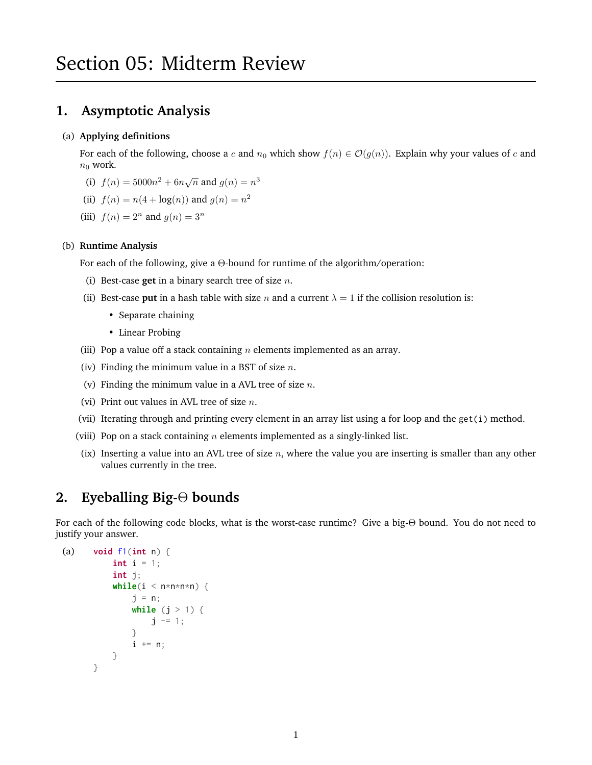# Section 05: Midterm Review

## 1. Asymptotic Analysis

(a) **Applying definitions**

For each of the following, choose a $c$ and $n_0$ which show $f(n) \in \mathcal{O}(g(n))$. Explain why your values of $c$ and $n_0$ work.

(i) $f(n) = 5000n^2 + 6n\sqrt{n}$ and $g(n) = n^3$

(ii) $f(n) = n(4 + \log(n))$ and $g(n) = n^2$

(iii) $f(n) = 2^n$ and $g(n) = 3^n$

(b) **Runtime Analysis**

For each of the following, give a $\Theta$-bound for runtime of the algorithm/operation:

(i) Best-case **get** in a binary search tree of size $n$.

(ii) Best-case **put** in a hash table with size $n$ and a current $\lambda = 1$ if the collision resolution is:

- Separate chaining
- Linear Probing

(iii) Pop a value off a stack containing $n$ elements implemented as an array.

(iv) Finding the minimum value in a BST of size $n$.

(v) Finding the minimum value in a AVL tree of size $n$.

(vi) Print out values in AVL tree of size $n$.

(vii) Iterating through and printing every element in an array list using a for loop and the `get(i)` method.

(viii) Pop on a stack containing $n$ elements implemented as a singly-linked list.

(ix) Inserting a value into an AVL tree of size $n$, where the value you are inserting is smaller than any other values currently in the tree.

## 2. Eyeballing Big-$\Theta$ bounds

For each of the following code blocks, what is the worst-case runtime? Give a big-$\Theta$ bound. You do not need to justify your answer.

(a)

```
void f1(int n) {
    int i = 1;
    int j;
    while(i < n*n*n*n) {
        j = n;
        while (j > 1) {
            j -= 1;
        }
        i += n;
    }
}
```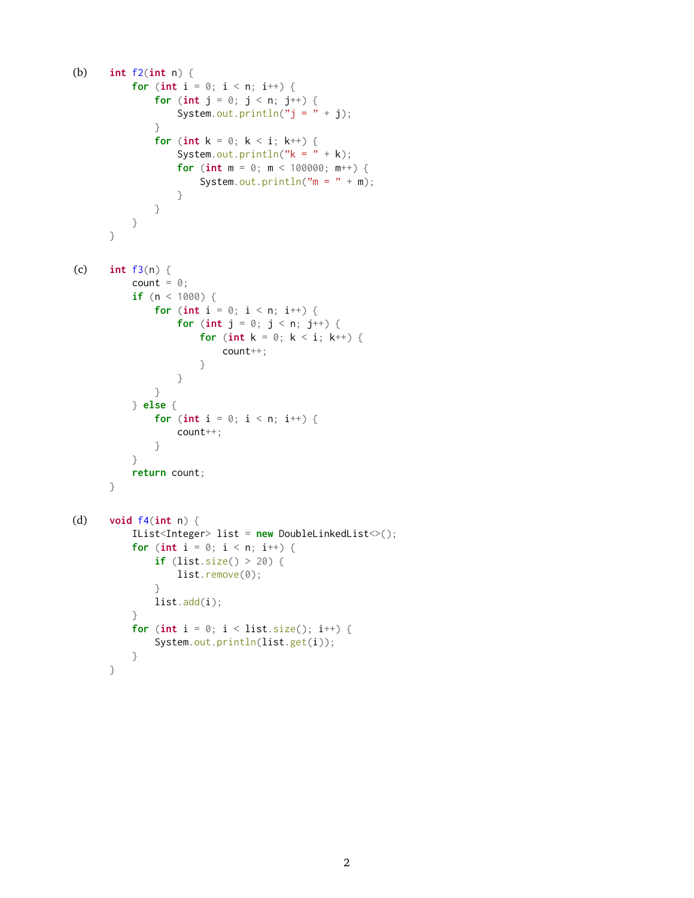(b)

```java
int f2(int n) {
    for (int i = 0; i < n; i++) {
        for (int j = 0; j < n; j++) {
            System.out.println("j = " + j);
        }
        for (int k = 0; k < i; k++) {
            System.out.println("k = " + k);
            for (int m = 0; m < 100000; m++) {
                System.out.println("m = " + m);
            }
        }
    }
}
```

(c)

```java
int f3(n) {
    count = 0;
    if (n < 1000) {
        for (int i = 0; i < n; i++) {
            for (int j = 0; j < n; j++) {
                for (int k = 0; k < i; k++) {
                    count++;
                }
            }
        }
    } else {
        for (int i = 0; i < n; i++) {
            count++;
        }
    }
    return count;
}
```

(d)

```java
void f4(int n) {
    IList<Integer> list = new DoubleLinkedList<>();
    for (int i = 0; i < n; i++) {
        if (list.size() > 20) {
            list.remove(0);
        }
        list.add(i);
    }
    for (int i = 0; i < list.size(); i++) {
        System.out.println(list.get(i));
    }
}
```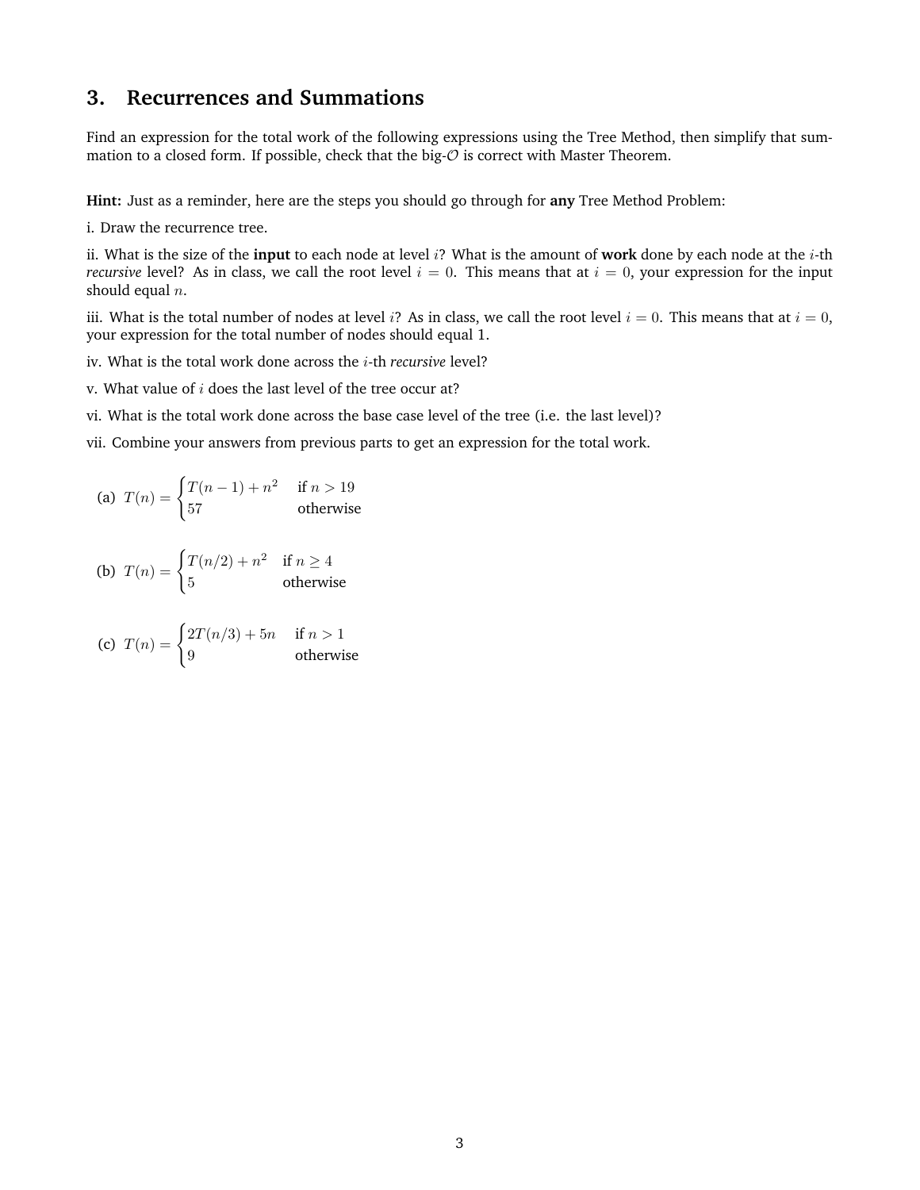## 3. Recurrences and Summations

Find an expression for the total work of the following expressions using the Tree Method, then simplify that summation to a closed form. If possible, check that the big-$\mathcal{O}$ is correct with Master Theorem.

**Hint:** Just as a reminder, here are the steps you should go through for **any** Tree Method Problem:

i. Draw the recurrence tree.

ii. What is the size of the **input** to each node at level $i$? What is the amount of **work** done by each node at the $i$-th *recursive* level? As in class, we call the root level $i = 0$. This means that at $i = 0$, your expression for the input should equal $n$.

iii. What is the total number of nodes at level $i$? As in class, we call the root level $i = 0$. This means that at $i = 0$, your expression for the total number of nodes should equal 1.

iv. What is the total work done across the $i$-th *recursive* level?

v. What value of $i$ does the last level of the tree occur at?

vi. What is the total work done across the base case level of the tree (i.e. the last level)?

vii. Combine your answers from previous parts to get an expression for the total work.

(a) $T(n) = \begin{cases} T(n-1) + n^2 & \text{if } n > 19 \\ 57 & \text{otherwise} \end{cases}$

(b) $T(n) = \begin{cases} T(n/2) + n^2 & \text{if } n \geq 4 \\ 5 & \text{otherwise} \end{cases}$

(c) $T(n) = \begin{cases} 2T(n/3) + 5n & \text{if } n > 1 \\ 9 & \text{otherwise} \end{cases}$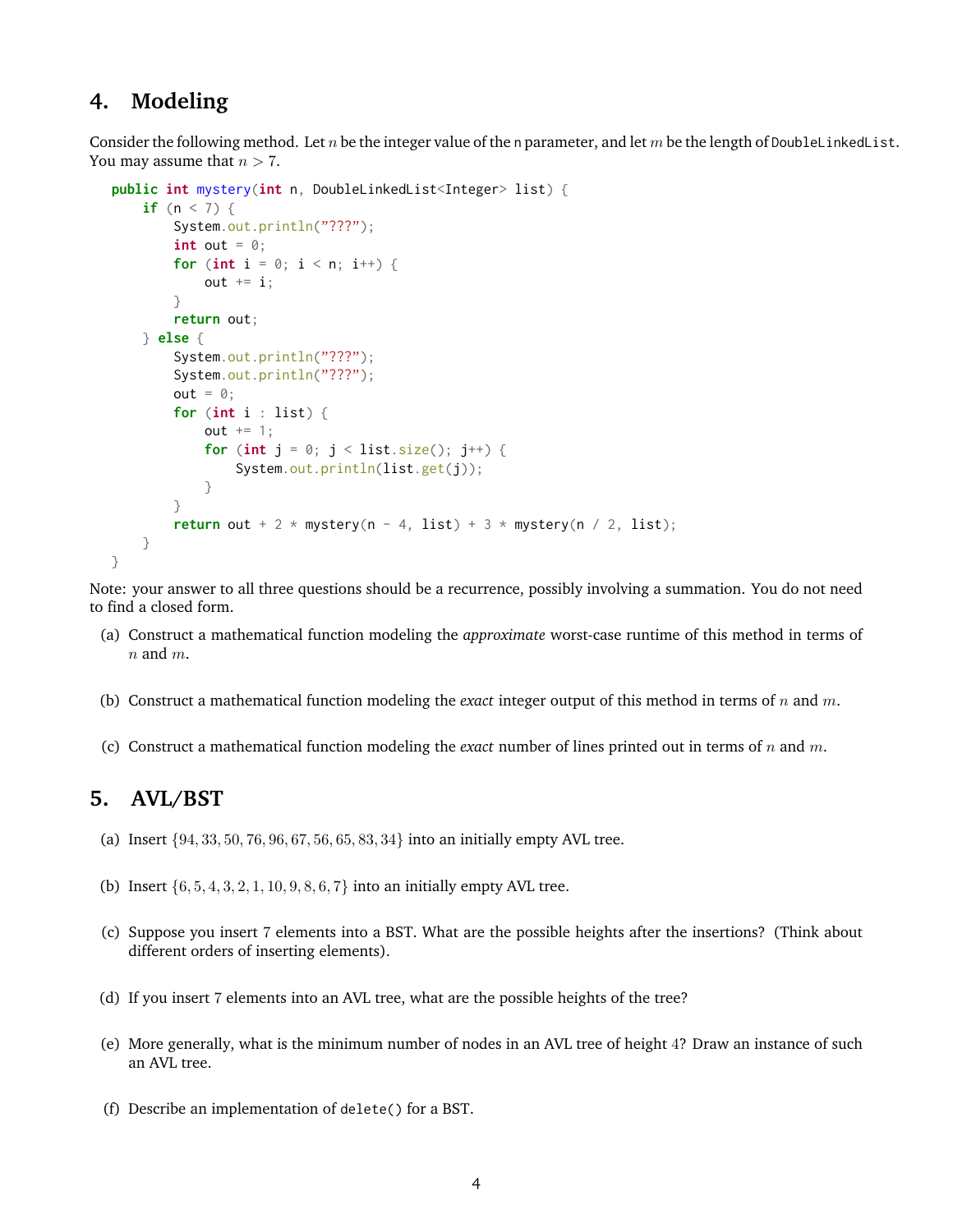## 4. Modeling

Consider the following method. Let $n$ be the integer value of the `n` parameter, and let $m$ be the length of `DoubleLinkedList`. You may assume that $n > 7$.

```
public int mystery(int n, DoubleLinkedList<Integer> list) {
    if (n < 7) {
        System.out.println("???");
        int out = 0;
        for (int i = 0; i < n; i++) {
            out += i;
        }
        return out;
    } else {
        System.out.println("???");
        System.out.println("???");
        out = 0;
        for (int i : list) {
            out += 1;
            for (int j = 0; j < list.size(); j++) {
                System.out.println(list.get(j));
            }
        }
        return out + 2 * mystery(n - 4, list) + 3 * mystery(n / 2, list);
    }
}
```

Note: your answer to all three questions should be a recurrence, possibly involving a summation. You do not need to find a closed form.

(a) Construct a mathematical function modeling the *approximate* worst-case runtime of this method in terms of $n$ and $m$.

(b) Construct a mathematical function modeling the *exact* integer output of this method in terms of $n$ and $m$.

(c) Construct a mathematical function modeling the *exact* number of lines printed out in terms of $n$ and $m$.

## 5. AVL/BST

(a) Insert $\{94, 33, 50, 76, 96, 67, 56, 65, 83, 34\}$ into an initially empty AVL tree.

(b) Insert $\{6, 5, 4, 3, 2, 1, 10, 9, 8, 6, 7\}$ into an initially empty AVL tree.

(c) Suppose you insert 7 elements into a BST. What are the possible heights after the insertions? (Think about different orders of inserting elements).

(d) If you insert 7 elements into an AVL tree, what are the possible heights of the tree?

(e) More generally, what is the minimum number of nodes in an AVL tree of height 4? Draw an instance of such an AVL tree.

(f) Describe an implementation of `delete()` for a BST.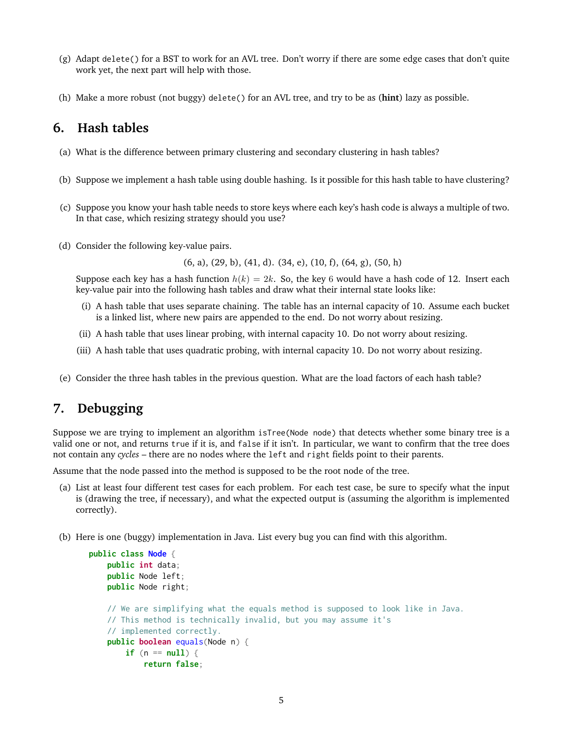(g) Adapt `delete()` for a BST to work for an AVL tree. Don't worry if there are some edge cases that don't quite work yet, the next part will help with those.

(h) Make a more robust (not buggy) `delete()` for an AVL tree, and try to be as (**hint**) lazy as possible.

## 6. Hash tables

(a) What is the difference between primary clustering and secondary clustering in hash tables?

(b) Suppose we implement a hash table using double hashing. Is it possible for this hash table to have clustering?

(c) Suppose you know your hash table needs to store keys where each key's hash code is always a multiple of two. In that case, which resizing strategy should you use?

(d) Consider the following key-value pairs.

(6, a), (29, b), (41, d). (34, e), (10, f), (64, g), (50, h)

Suppose each key has a hash function $h(k) = 2k$. So, the key $6$ would have a hash code of 12. Insert each key-value pair into the following hash tables and draw what their internal state looks like:

  (i) A hash table that uses separate chaining. The table has an internal capacity of 10. Assume each bucket is a linked list, where new pairs are appended to the end. Do not worry about resizing.

  (ii) A hash table that uses linear probing, with internal capacity 10. Do not worry about resizing.

  (iii) A hash table that uses quadratic probing, with internal capacity 10. Do not worry about resizing.

(e) Consider the three hash tables in the previous question. What are the load factors of each hash table?

## 7. Debugging

Suppose we are trying to implement an algorithm `isTree(Node node)` that detects whether some binary tree is a valid one or not, and returns `true` if it is, and `false` if it isn't. In particular, we want to confirm that the tree does not contain any *cycles* – there are no nodes where the `left` and `right` fields point to their parents.

Assume that the node passed into the method is supposed to be the root node of the tree.

(a) List at least four different test cases for each problem. For each test case, be sure to specify what the input is (drawing the tree, if necessary), and what the expected output is (assuming the algorithm is implemented correctly).

(b) Here is one (buggy) implementation in Java. List every bug you can find with this algorithm.

```java
public class Node {
    public int data;
    public Node left;
    public Node right;

    // We are simplifying what the equals method is supposed to look like in Java.
    // This method is technically invalid, but you may assume it's
    // implemented correctly.
    public boolean equals(Node n) {
        if (n == null) {
            return false;
```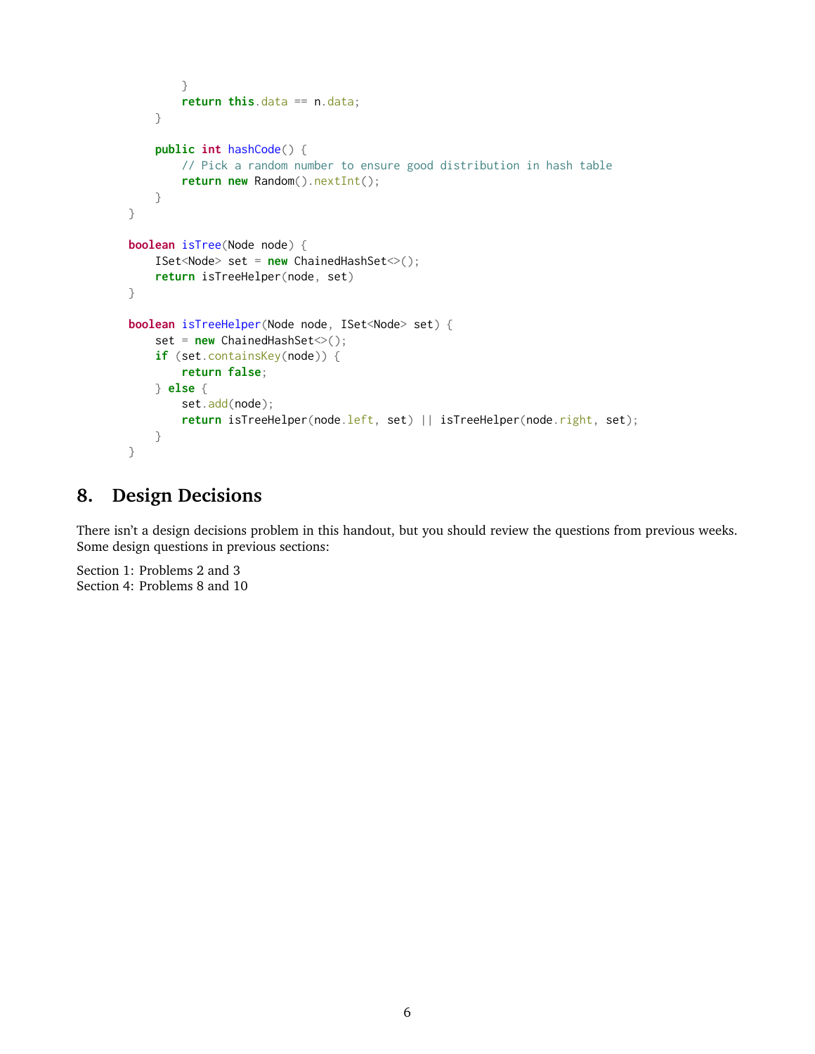```java
            }
            return this.data == n.data;
        }

        public int hashCode() {
            // Pick a random number to ensure good distribution in hash table
            return new Random().nextInt();
        }
    }

    boolean isTree(Node node) {
        ISet<Node> set = new ChainedHashSet<>();
        return isTreeHelper(node, set)
    }

    boolean isTreeHelper(Node node, ISet<Node> set) {
        set = new ChainedHashSet<>();
        if (set.containsKey(node)) {
            return false;
        } else {
            set.add(node);
            return isTreeHelper(node.left, set) || isTreeHelper(node.right, set);
        }
    }
```

## 8. Design Decisions

There isn't a design decisions problem in this handout, but you should review the questions from previous weeks. Some design questions in previous sections:

Section 1: Problems 2 and 3
Section 4: Problems 8 and 10